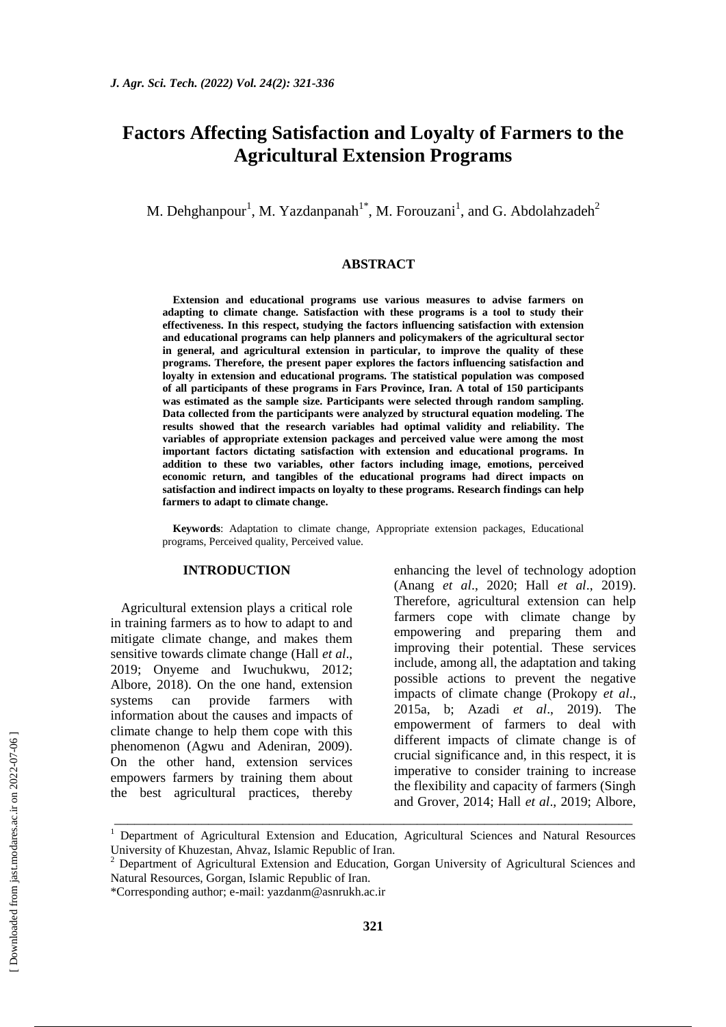# Factors Affecting Satisfaction and Loyalty of Farmers to the Agricultural Extension Programs

M. Dehghanpour[1], M. Yazdanpanah[1*], M. Forouzani[1], and G. Abdolahzadeh[2]

## ABSTRACT

**Extension and educational programs use various measures to advise farmers on adapting to climate change. Satisfaction with these programs is a tool to study their effectiveness. In this respect, studying the factors influencing satisfaction with extension and educational programs can help planners and policymakers of the agricultural sector in general, and agricultural extension in particular, to improve the quality of these programs. Therefore, the present paper explores the factors influencing satisfaction and loyalty in extension and educational programs. The statistical population was composed of all participants of these programs in Fars Province, Iran. A total of 150 participants was estimated as the sample size. Participants were selected through random sampling. Data collected from the participants were analyzed by structural equation modeling. The results showed that the research variables had optimal validity and reliability. The variables of appropriate extension packages and perceived value were among the most important factors dictating satisfaction with extension and educational programs. In addition to these two variables, other factors including image, emotions, perceived economic return, and tangibles of the educational programs had direct impacts on satisfaction and indirect impacts on loyalty to these programs. Research findings can help farmers to adapt to climate change.**

**Keywords**: Adaptation to climate change, Appropriate extension packages, Educational programs, Perceived quality, Perceived value.

## INTRODUCTION

Agricultural extension plays a critical role in training farmers as to how to adapt to and mitigate climate change, and makes them sensitive towards climate change (Hall *et al*., 2019; Onyeme and Iwuchukwu, 2012; Albore, 2018). On the one hand, extension systems can provide farmers with information about the causes and impacts of climate change to help them cope with this phenomenon (Agwu and Adeniran, 2009). On the other hand, extension services empowers farmers by training them about the best agricultural practices, thereby enhancing the level of technology adoption (Anang *et al*., 2020; Hall *et al*., 2019). Therefore, agricultural extension can help farmers cope with climate change by empowering and preparing them and improving their potential. These services include, among all, the adaptation and taking possible actions to prevent the negative impacts of climate change (Prokopy *et al*., 2015a, b; Azadi *et al*., 2019). The empowerment of farmers to deal with different impacts of climate change is of crucial significance and, in this respect, it is imperative to consider training to increase the flexibility and capacity of farmers (Singh and Grover, 2014; Hall *et al*., 2019; Albore,

---

[1] Department of Agricultural Extension and Education, Agricultural Sciences and Natural Resources University of Khuzestan, Ahvaz, Islamic Republic of Iran.

[2] Department of Agricultural Extension and Education, Gorgan University of Agricultural Sciences and Natural Resources, Gorgan, Islamic Republic of Iran.

*Corresponding author; e-mail: yazdanm@asnrukh.ac.ir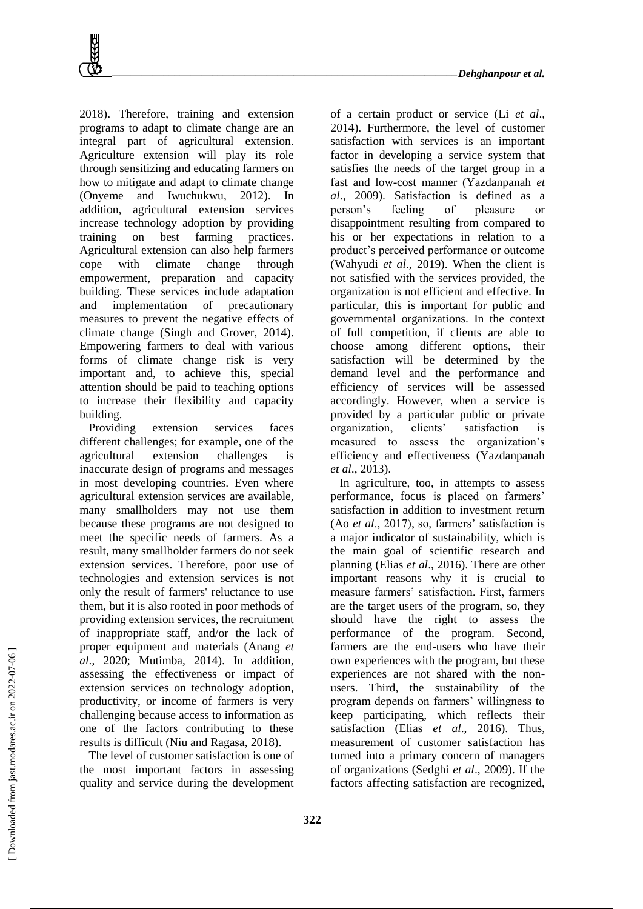2018). Therefore, training and extension programs to adapt to climate change are an integral part of agricultural extension. Agriculture extension will play its role through sensitizing and educating farmers on how to mitigate and adapt to climate change (Onyeme and Iwuchukwu, 2012). In addition, agricultural extension services increase technology adoption by providing training on best farming practices. Agricultural extension can also help farmers cope with climate change through empowerment, preparation and capacity building. These services include adaptation and implementation of precautionary measures to prevent the negative effects of climate change (Singh and Grover, 2014). Empowering farmers to deal with various forms of climate change risk is very important and, to achieve this, special attention should be paid to teaching options to increase their flexibility and capacity building.

Providing extension services faces different challenges; for example, one of the agricultural extension challenges is inaccurate design of programs and messages in most developing countries. Even where agricultural extension services are available, many smallholders may not use them because these programs are not designed to meet the specific needs of farmers. As a result, many smallholder farmers do not seek extension services. Therefore, poor use of technologies and extension services is not only the result of farmers' reluctance to use them, but it is also rooted in poor methods of providing extension services, the recruitment of inappropriate staff, and/or the lack of proper equipment and materials (Anang *et al*., 2020; Mutimba, 2014). In addition, assessing the effectiveness or impact of extension services on technology adoption, productivity, or income of farmers is very challenging because access to information as one of the factors contributing to these results is difficult (Niu and Ragasa, 2018).

The level of customer satisfaction is one of the most important factors in assessing quality and service during the development of a certain product or service (Li *et al*., 2014). Furthermore, the level of customer satisfaction with services is an important factor in developing a service system that satisfies the needs of the target group in a fast and low-cost manner (Yazdanpanah *et al*., 2009). Satisfaction is defined as a person's feeling of pleasure or disappointment resulting from compared to his or her expectations in relation to a product's perceived performance or outcome (Wahyudi *et al*., 2019). When the client is not satisfied with the services provided, the organization is not efficient and effective. In particular, this is important for public and governmental organizations. In the context of full competition, if clients are able to choose among different options, their satisfaction will be determined by the demand level and the performance and efficiency of services will be assessed accordingly. However, when a service is provided by a particular public or private organization, clients' satisfaction is measured to assess the organization's efficiency and effectiveness (Yazdanpanah *et al*., 2013).

In agriculture, too, in attempts to assess performance, focus is placed on farmers' satisfaction in addition to investment return (Ao *et al*., 2017), so, farmers' satisfaction is a major indicator of sustainability, which is the main goal of scientific research and planning (Elias *et al*., 2016). There are other important reasons why it is crucial to measure farmers' satisfaction. First, farmers are the target users of the program, so, they should have the right to assess the performance of the program. Second, farmers are the end-users who have their own experiences with the program, but these experiences are not shared with the non-users. Third, the sustainability of the program depends on farmers' willingness to keep participating, which reflects their satisfaction (Elias *et al*., 2016). Thus, measurement of customer satisfaction has turned into a primary concern of managers of organizations (Sedghi *et al*., 2009). If the factors affecting satisfaction are recognized,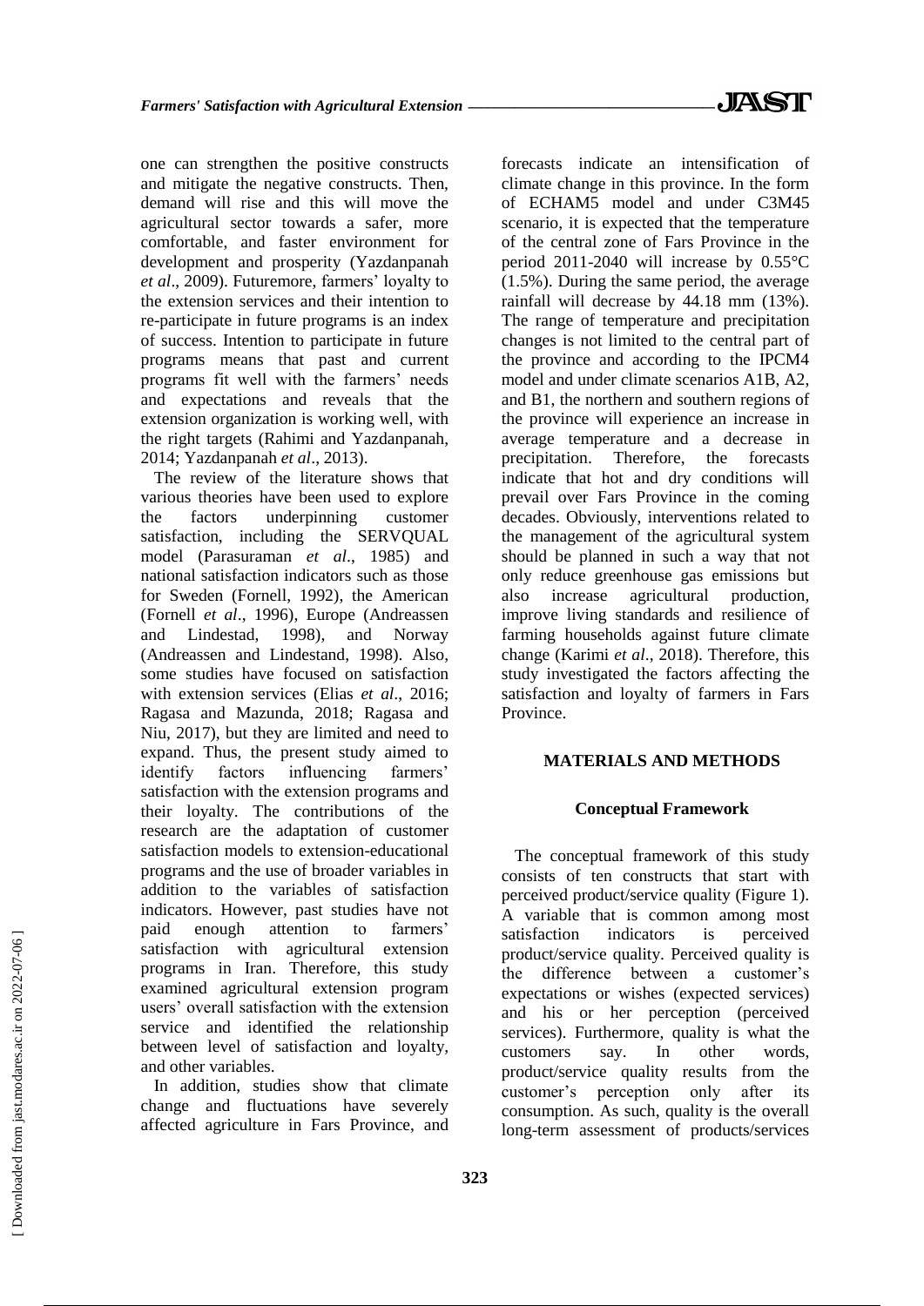one can strengthen the positive constructs and mitigate the negative constructs. Then, demand will rise and this will move the agricultural sector towards a safer, more comfortable, and faster environment for development and prosperity (Yazdanpanah *et al*., 2009). Futuremore, farmers' loyalty to the extension services and their intention to re-participate in future programs is an index of success. Intention to participate in future programs means that past and current programs fit well with the farmers' needs and expectations and reveals that the extension organization is working well, with the right targets (Rahimi and Yazdanpanah, 2014; Yazdanpanah *et al*., 2013).

The review of the literature shows that various theories have been used to explore the factors underpinning customer satisfaction, including the SERVQUAL model (Parasuraman *et al*., 1985) and national satisfaction indicators such as those for Sweden (Fornell, 1992), the American (Fornell *et al*., 1996), Europe (Andreassen and Lindestad, 1998), and Norway (Andreassen and Lindestand, 1998). Also, some studies have focused on satisfaction with extension services (Elias *et al*., 2016; Ragasa and Mazunda, 2018; Ragasa and Niu, 2017), but they are limited and need to expand. Thus, the present study aimed to identify factors influencing farmers' satisfaction with the extension programs and their loyalty. The contributions of the research are the adaptation of customer satisfaction models to extension-educational programs and the use of broader variables in addition to the variables of satisfaction indicators. However, past studies have not paid enough attention to farmers' satisfaction with agricultural extension programs in Iran. Therefore, this study examined agricultural extension program users' overall satisfaction with the extension service and identified the relationship between level of satisfaction and loyalty, and other variables.

In addition, studies show that climate change and fluctuations have severely affected agriculture in Fars Province, and forecasts indicate an intensification of climate change in this province. In the form of ECHAM5 model and under C3M45 scenario, it is expected that the temperature of the central zone of Fars Province in the period 2011-2040 will increase by 0.55°C (1.5%). During the same period, the average rainfall will decrease by 44.18 mm (13%). The range of temperature and precipitation changes is not limited to the central part of the province and according to the IPCM4 model and under climate scenarios A1B, A2, and B1, the northern and southern regions of the province will experience an increase in average temperature and a decrease in precipitation. Therefore, the forecasts indicate that hot and dry conditions will prevail over Fars Province in the coming decades. Obviously, interventions related to the management of the agricultural system should be planned in such a way that not only reduce greenhouse gas emissions but also increase agricultural production, improve living standards and resilience of farming households against future climate change (Karimi *et al*., 2018). Therefore, this study investigated the factors affecting the satisfaction and loyalty of farmers in Fars Province.

## MATERIALS AND METHODS

### Conceptual Framework

The conceptual framework of this study consists of ten constructs that start with perceived product/service quality (Figure 1). A variable that is common among most satisfaction indicators is perceived product/service quality. Perceived quality is the difference between a customer's expectations or wishes (expected services) and his or her perception (perceived services). Furthermore, quality is what the customers say. In other words, product/service quality results from the customer's perception only after its consumption. As such, quality is the overall long-term assessment of products/services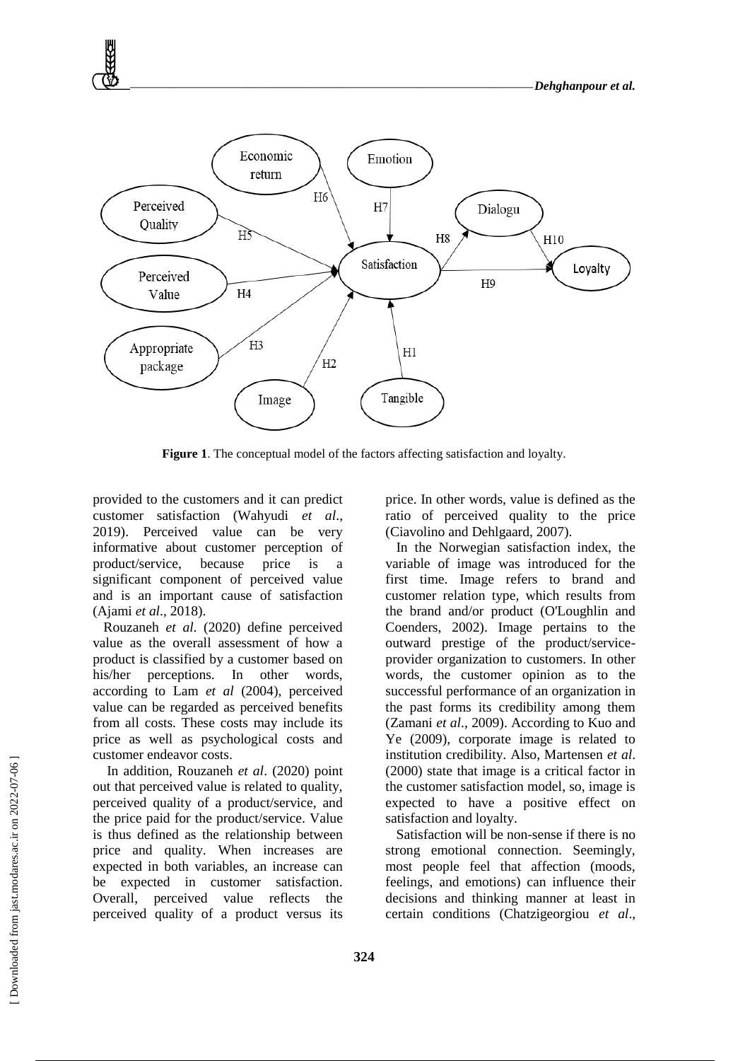**Figure 1**. The conceptual model of the factors affecting satisfaction and loyalty.

provided to the customers and it can predict customer satisfaction (Wahyudi *et al*., 2019). Perceived value can be very informative about customer perception of product/service, because price is a significant component of perceived value and is an important cause of satisfaction (Ajami *et al*., 2018).

Rouzaneh *et al*. (2020) define perceived value as the overall assessment of how a product is classified by a customer based on his/her perceptions. In other words, according to Lam *et al* (2004), perceived value can be regarded as perceived benefits from all costs. These costs may include its price as well as psychological costs and customer endeavor costs.

In addition, Rouzaneh *et al*. (2020) point out that perceived value is related to quality, perceived quality of a product/service, and the price paid for the product/service. Value is thus defined as the relationship between price and quality. When increases are expected in both variables, an increase can be expected in customer satisfaction. Overall, perceived value reflects the perceived quality of a product versus its price. In other words, value is defined as the ratio of perceived quality to the price (Ciavolino and Dehlgaard, 2007).

In the Norwegian satisfaction index, the variable of image was introduced for the first time. Image refers to brand and customer relation type, which results from the brand and/or product (O'Loughlin and Coenders, 2002). Image pertains to the outward prestige of the product/service-provider organization to customers. In other words, the customer opinion as to the successful performance of an organization in the past forms its credibility among them (Zamani *et al*., 2009). According to Kuo and Ye (2009), corporate image is related to institution credibility. Also, Martensen *et al*. (2000) state that image is a critical factor in the customer satisfaction model, so, image is expected to have a positive effect on satisfaction and loyalty.

Satisfaction will be non-sense if there is no strong emotional connection. Seemingly, most people feel that affection (moods, feelings, and emotions) can influence their decisions and thinking manner at least in certain conditions (Chatzigeorgiou *et al*.,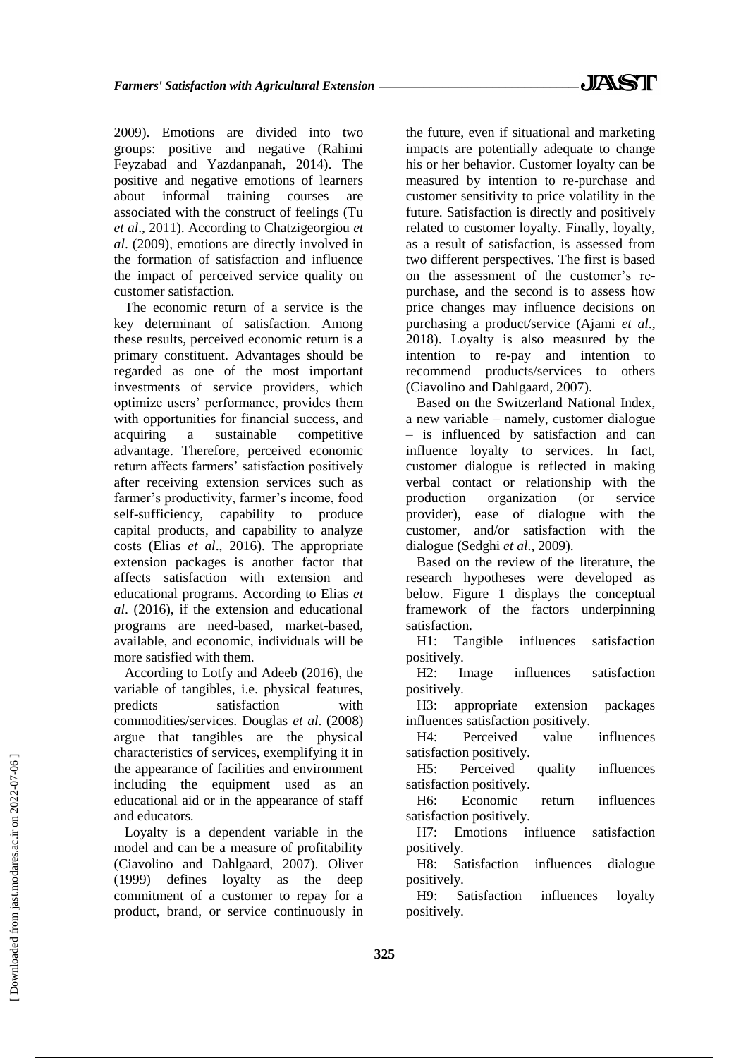2009). Emotions are divided into two groups: positive and negative (Rahimi Feyzabad and Yazdanpanah, 2014). The positive and negative emotions of learners about informal training courses are associated with the construct of feelings (Tu *et al*., 2011). According to Chatzigeorgiou *et al*. (2009), emotions are directly involved in the formation of satisfaction and influence the impact of perceived service quality on customer satisfaction.

The economic return of a service is the key determinant of satisfaction. Among these results, perceived economic return is a primary constituent. Advantages should be regarded as one of the most important investments of service providers, which optimize users' performance, provides them with opportunities for financial success, and acquiring a sustainable competitive advantage. Therefore, perceived economic return affects farmers' satisfaction positively after receiving extension services such as farmer's productivity, farmer's income, food self-sufficiency, capability to produce capital products, and capability to analyze costs (Elias *et al*., 2016). The appropriate extension packages is another factor that affects satisfaction with extension and educational programs. According to Elias *et al*. (2016), if the extension and educational programs are need-based, market-based, available, and economic, individuals will be more satisfied with them.

According to Lotfy and Adeeb (2016), the variable of tangibles, i.e. physical features, predicts satisfaction with commodities/services. Douglas *et al*. (2008) argue that tangibles are the physical characteristics of services, exemplifying it in the appearance of facilities and environment including the equipment used as an educational aid or in the appearance of staff and educators.

Loyalty is a dependent variable in the model and can be a measure of profitability (Ciavolino and Dahlgaard, 2007). Oliver (1999) defines loyalty as the deep commitment of a customer to repay for a product, brand, or service continuously in the future, even if situational and marketing impacts are potentially adequate to change his or her behavior. Customer loyalty can be measured by intention to re-purchase and customer sensitivity to price volatility in the future. Satisfaction is directly and positively related to customer loyalty. Finally, loyalty, as a result of satisfaction, is assessed from two different perspectives. The first is based on the assessment of the customer's re-purchase, and the second is to assess how price changes may influence decisions on purchasing a product/service (Ajami *et al*., 2018). Loyalty is also measured by the intention to re-pay and intention to recommend products/services to others (Ciavolino and Dahlgaard, 2007).

Based on the Switzerland National Index, a new variable – namely, customer dialogue – is influenced by satisfaction and can influence loyalty to services. In fact, customer dialogue is reflected in making verbal contact or relationship with the production organization (or service provider), ease of dialogue with the customer, and/or satisfaction with the dialogue (Sedghi *et al*., 2009).

Based on the review of the literature, the research hypotheses were developed as below. Figure 1 displays the conceptual framework of the factors underpinning satisfaction.

H1: Tangible influences satisfaction positively.

H2: Image influences satisfaction positively.

H3: appropriate extension packages influences satisfaction positively.

H4: Perceived value influences satisfaction positively.

H5: Perceived quality influences satisfaction positively.

H6: Economic return influences satisfaction positively.

H7: Emotions influence satisfaction positively.

H8: Satisfaction influences dialogue positively.

H9: Satisfaction influences loyalty positively.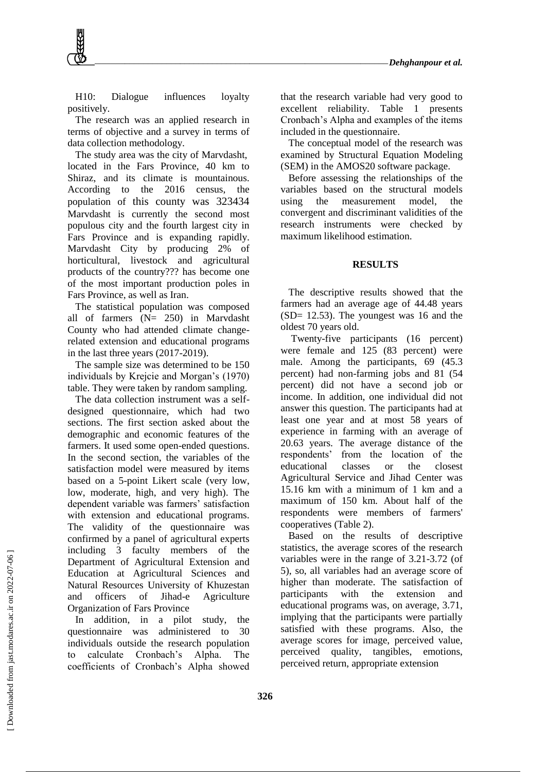H10: Dialogue influences loyalty positively.

The research was an applied research in terms of objective and a survey in terms of data collection methodology.

The study area was the city of Marvdasht, located in the Fars Province, 40 km to Shiraz, and its climate is mountainous. According to the 2016 census, the population of this county was 323434 Marvdasht is currently the second most populous city and the fourth largest city in Fars Province and is expanding rapidly. Marvdasht City by producing 2% of horticultural, livestock and agricultural products of the country??? has become one of the most important production poles in Fars Province, as well as Iran.

The statistical population was composed all of farmers (N= 250) in Marvdasht County who had attended climate change-related extension and educational programs in the last three years (2017-2019).

The sample size was determined to be 150 individuals by Krejcie and Morgan's (1970) table. They were taken by random sampling.

The data collection instrument was a self-designed questionnaire, which had two sections. The first section asked about the demographic and economic features of the farmers. It used some open-ended questions. In the second section, the variables of the satisfaction model were measured by items based on a 5-point Likert scale (very low, low, moderate, high, and very high). The dependent variable was farmers' satisfaction with extension and educational programs. The validity of the questionnaire was confirmed by a panel of agricultural experts including 3 faculty members of the Department of Agricultural Extension and Education at Agricultural Sciences and Natural Resources University of Khuzestan and officers of Jihad-e Agriculture Organization of Fars Province

In addition, in a pilot study, the questionnaire was administered to 30 individuals outside the research population to calculate Cronbach's Alpha. The coefficients of Cronbach's Alpha showed that the research variable had very good to excellent reliability. Table 1 presents Cronbach's Alpha and examples of the items included in the questionnaire.

The conceptual model of the research was examined by Structural Equation Modeling (SEM) in the AMOS20 software package.

Before assessing the relationships of the variables based on the structural models using the measurement model, the convergent and discriminant validities of the research instruments were checked by maximum likelihood estimation.

## RESULTS

The descriptive results showed that the farmers had an average age of 44.48 years (SD= 12.53). The youngest was 16 and the oldest 70 years old.

Twenty-five participants (16 percent) were female and 125 (83 percent) were male. Among the participants, 69 (45.3 percent) had non-farming jobs and 81 (54 percent) did not have a second job or income. In addition, one individual did not answer this question. The participants had at least one year and at most 58 years of experience in farming with an average of 20.63 years. The average distance of the respondents' from the location of the educational classes or the closest Agricultural Service and Jihad Center was 15.16 km with a minimum of 1 km and a maximum of 150 km. About half of the respondents were members of farmers' cooperatives (Table 2).

Based on the results of descriptive statistics, the average scores of the research variables were in the range of 3.21-3.72 (of 5), so, all variables had an average score of higher than moderate. The satisfaction of participants with the extension and educational programs was, on average, 3.71, implying that the participants were partially satisfied with these programs. Also, the average scores for image, perceived value, perceived quality, tangibles, emotions, perceived return, appropriate extension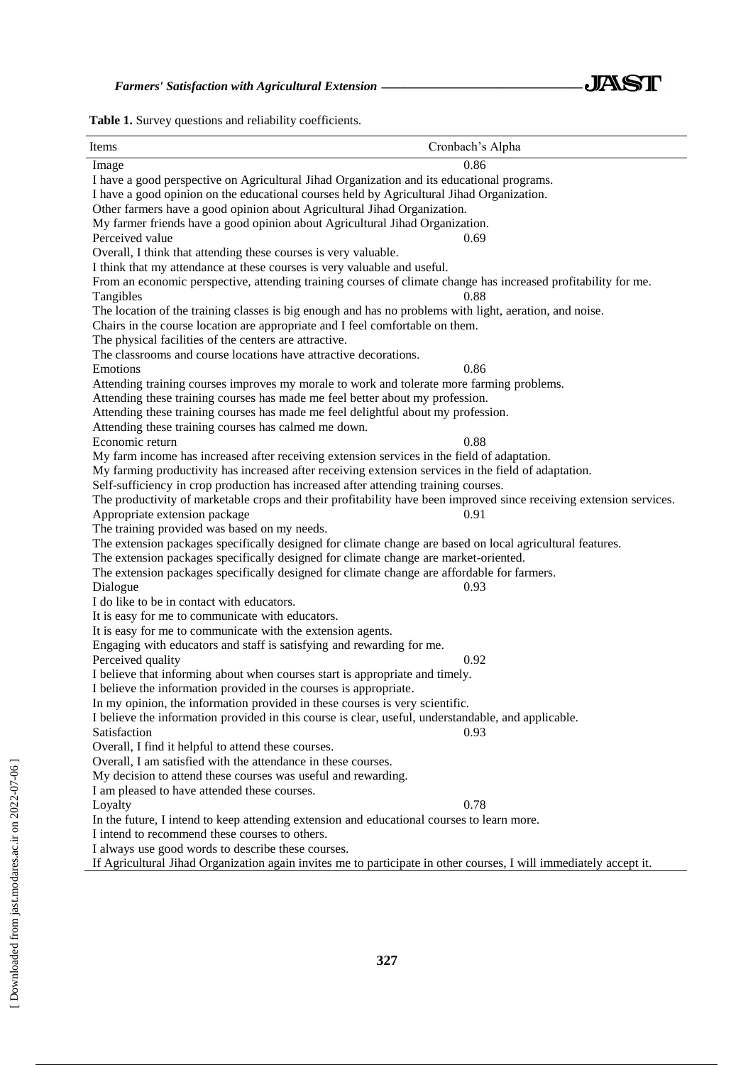**Table 1.** Survey questions and reliability coefficients.

| Items | Cronbach's Alpha |
|---|---|
| Image | 0.86 |
| I have a good perspective on Agricultural Jihad Organization and its educational programs. | |
| I have a good opinion on the educational courses held by Agricultural Jihad Organization. | |
| Other farmers have a good opinion about Agricultural Jihad Organization. | |
| My farmer friends have a good opinion about Agricultural Jihad Organization. | |
| Perceived value | 0.69 |
| Overall, I think that attending these courses is very valuable. | |
| I think that my attendance at these courses is very valuable and useful. | |
| From an economic perspective, attending training courses of climate change has increased profitability for me. | |
| Tangibles | 0.88 |
| The location of the training classes is big enough and has no problems with light, aeration, and noise. | |
| Chairs in the course location are appropriate and I feel comfortable on them. | |
| The physical facilities of the centers are attractive. | |
| The classrooms and course locations have attractive decorations. | |
| Emotions | 0.86 |
| Attending training courses improves my morale to work and tolerate more farming problems. | |
| Attending these training courses has made me feel better about my profession. | |
| Attending these training courses has made me feel delightful about my profession. | |
| Attending these training courses has calmed me down. | |
| Economic return | 0.88 |
| My farm income has increased after receiving extension services in the field of adaptation. | |
| My farming productivity has increased after receiving extension services in the field of adaptation. | |
| Self-sufficiency in crop production has increased after attending training courses. | |
| The productivity of marketable crops and their profitability have been improved since receiving extension services. | |
| Appropriate extension package | 0.91 |
| The training provided was based on my needs. | |
| The extension packages specifically designed for climate change are based on local agricultural features. | |
| The extension packages specifically designed for climate change are market-oriented. | |
| The extension packages specifically designed for climate change are affordable for farmers. | |
| Dialogue | 0.93 |
| I do like to be in contact with educators. | |
| It is easy for me to communicate with educators. | |
| It is easy for me to communicate with the extension agents. | |
| Engaging with educators and staff is satisfying and rewarding for me. | |
| Perceived quality | 0.92 |
| I believe that informing about when courses start is appropriate and timely. | |
| I believe the information provided in the courses is appropriate. | |
| In my opinion, the information provided in these courses is very scientific. | |
| I believe the information provided in this course is clear, useful, understandable, and applicable. | |
| Satisfaction | 0.93 |
| Overall, I find it helpful to attend these courses. | |
| Overall, I am satisfied with the attendance in these courses. | |
| My decision to attend these courses was useful and rewarding. | |
| I am pleased to have attended these courses. | |
| Loyalty | 0.78 |
| In the future, I intend to keep attending extension and educational courses to learn more. | |
| I intend to recommend these courses to others. | |
| I always use good words to describe these courses. | |
| If Agricultural Jihad Organization again invites me to participate in other courses, I will immediately accept it. | |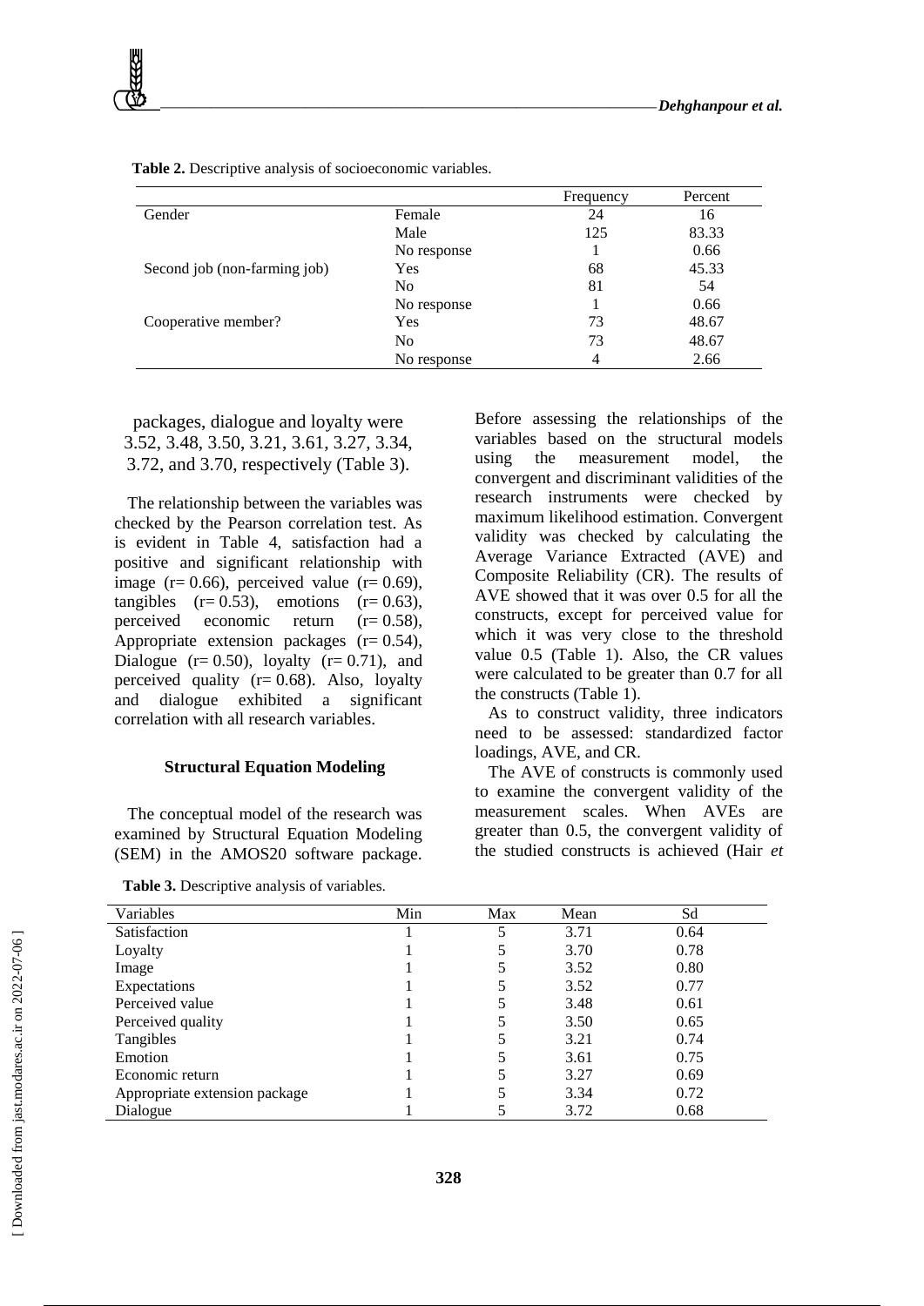**Table 2.** Descriptive analysis of socioeconomic variables.

| | | Frequency | Percent |
|---|---|---|---|
| Gender | Female | 24 | 16 |
| | Male | 125 | 83.33 |
| | No response | 1 | 0.66 |
| Second job (non-farming job) | Yes | 68 | 45.33 |
| | No | 81 | 54 |
| | No response | 1 | 0.66 |
| Cooperative member? | Yes | 73 | 48.67 |
| | No | 73 | 48.67 |
| | No response | 4 | 2.66 |

packages, dialogue and loyalty were 3.52, 3.48, 3.50, 3.21, 3.61, 3.27, 3.34, 3.72, and 3.70, respectively (Table 3).

The relationship between the variables was checked by the Pearson correlation test. As is evident in Table 4, satisfaction had a positive and significant relationship with image ($r= 0.66$), perceived value ($r= 0.69$), tangibles ($r= 0.53$), emotions ($r= 0.63$), perceived economic return ($r= 0.58$), Appropriate extension packages ($r= 0.54$), Dialogue ($r= 0.50$), loyalty ($r= 0.71$), and perceived quality ($r= 0.68$). Also, loyalty and dialogue exhibited a significant correlation with all research variables.

### Structural Equation Modeling

The conceptual model of the research was examined by Structural Equation Modeling (SEM) in the AMOS20 software package. Before assessing the relationships of the variables based on the structural models using the measurement model, the convergent and discriminant validities of the research instruments were checked by maximum likelihood estimation. Convergent validity was checked by calculating the Average Variance Extracted (AVE) and Composite Reliability (CR). The results of AVE showed that it was over 0.5 for all the constructs, except for perceived value for which it was very close to the threshold value 0.5 (Table 1). Also, the CR values were calculated to be greater than 0.7 for all the constructs (Table 1).

As to construct validity, three indicators need to be assessed: standardized factor loadings, AVE, and CR.

The AVE of constructs is commonly used to examine the convergent validity of the measurement scales. When AVEs are greater than 0.5, the convergent validity of the studied constructs is achieved (Hair *et*

**Table 3.** Descriptive analysis of variables.

| Variables | Min | Max | Mean | Sd |
|---|---|---|---|---|
| Satisfaction | 1 | 5 | 3.71 | 0.64 |
| Loyalty | 1 | 5 | 3.70 | 0.78 |
| Image | 1 | 5 | 3.52 | 0.80 |
| Expectations | 1 | 5 | 3.52 | 0.77 |
| Perceived value | 1 | 5 | 3.48 | 0.61 |
| Perceived quality | 1 | 5 | 3.50 | 0.65 |
| Tangibles | 1 | 5 | 3.21 | 0.74 |
| Emotion | 1 | 5 | 3.61 | 0.75 |
| Economic return | 1 | 5 | 3.27 | 0.69 |
| Appropriate extension package | 1 | 5 | 3.34 | 0.72 |
| Dialogue | 1 | 5 | 3.72 | 0.68 |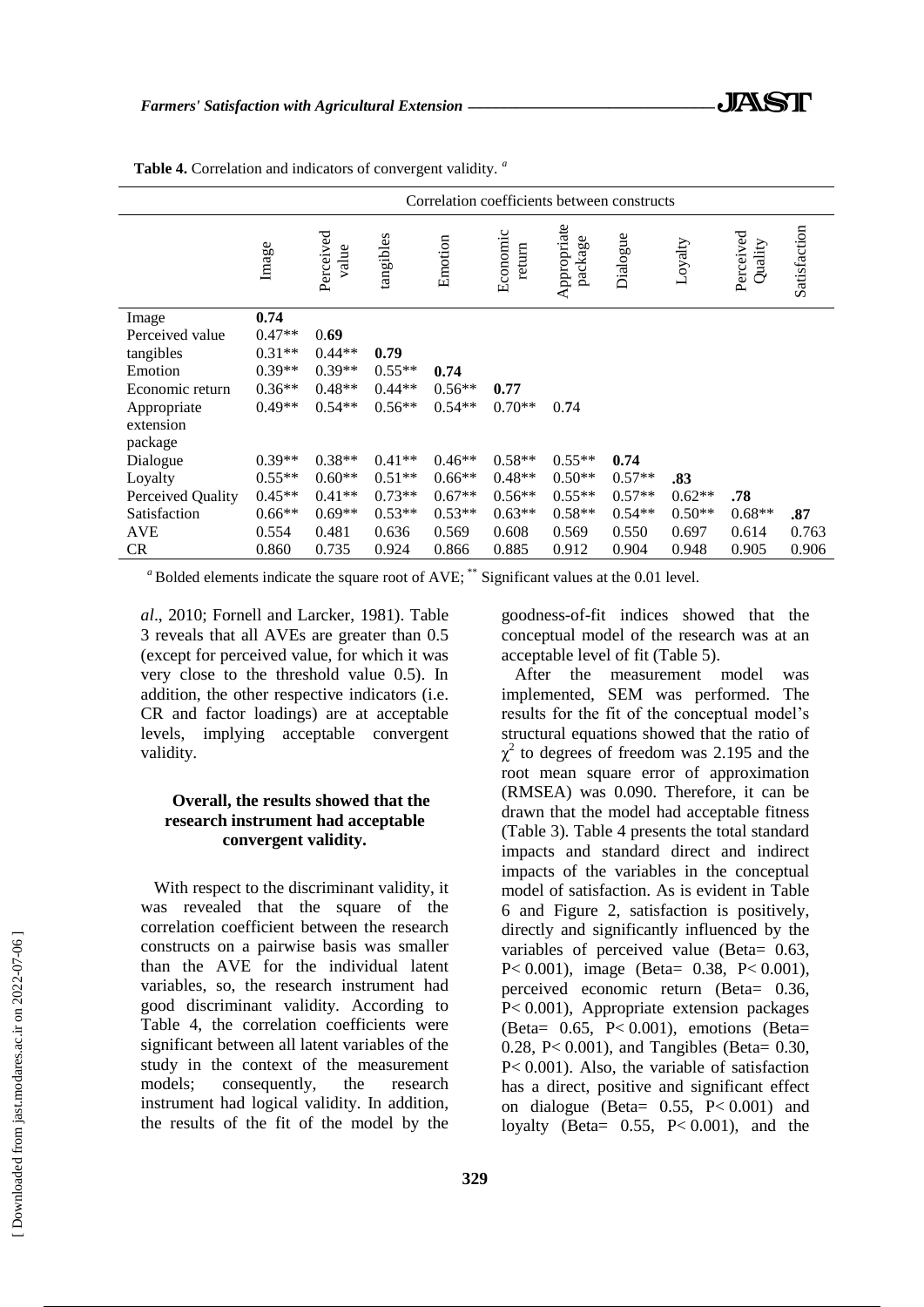**Table 4.** Correlation and indicators of convergent validity. [a]

| | Correlation coefficients between constructs | | | | | | | | | |
|---|---|---|---|---|---|---|---|---|---|---|
| | Image | Perceived value | tangibles | Emotion | Economic return | Appropriate package | Dialogue | Loyalty | Perceived Quality | Satisfaction |
| Image | **0.74** | | | | | | | | | |
| Perceived value | 0.47** | 0.**69** | | | | | | | | |
| tangibles | 0.31** | 0.44** | **0.79** | | | | | | | |
| Emotion | 0.39** | 0.39** | 0.55** | **0.74** | | | | | | |
| Economic return | 0.36** | 0.48** | 0.44** | 0.56** | **0.77** | | | | | |
| Appropriate extension package | 0.49** | 0.54** | 0.56** | 0.54** | 0.70** | 0.74 | | | | |
| Dialogue | 0.39** | 0.38** | 0.41** | 0.46** | 0.58** | 0.55** | **0.74** | | | |
| Loyalty | 0.55** | 0.60** | 0.51** | 0.66** | 0.48** | 0.50** | 0.57** | **.83** | | |
| Perceived Quality | 0.45** | 0.41** | 0.73** | 0.67** | 0.56** | 0.55** | 0.57** | 0.62** | **.78** | |
| Satisfaction | 0.66** | 0.69** | 0.53** | 0.53** | 0.63** | 0.58** | 0.54** | 0.50** | 0.68** | **.87** |
| AVE | 0.554 | 0.481 | 0.636 | 0.569 | 0.608 | 0.569 | 0.550 | 0.697 | 0.614 | 0.763 |
| CR | 0.860 | 0.735 | 0.924 | 0.866 | 0.885 | 0.912 | 0.904 | 0.948 | 0.905 | 0.906 |

[a] Bolded elements indicate the square root of AVE; ** Significant values at the 0.01 level.

*al*., 2010; Fornell and Larcker, 1981). Table 3 reveals that all AVEs are greater than 0.5 (except for perceived value, for which it was very close to the threshold value 0.5). In addition, the other respective indicators (i.e. CR and factor loadings) are at acceptable levels, implying acceptable convergent validity.

**Overall, the results showed that the research instrument had acceptable convergent validity.**

With respect to the discriminant validity, it was revealed that the square of the correlation coefficient between the research constructs on a pairwise basis was smaller than the AVE for the individual latent variables, so, the research instrument had good discriminant validity. According to Table 4, the correlation coefficients were significant between all latent variables of the study in the context of the measurement models; consequently, the research instrument had logical validity. In addition, the results of the fit of the model by the goodness-of-fit indices showed that the conceptual model of the research was at an acceptable level of fit (Table 5).

After the measurement model was implemented, SEM was performed. The results for the fit of the conceptual model's structural equations showed that the ratio of $\chi^2$ to degrees of freedom was 2.195 and the root mean square error of approximation (RMSEA) was 0.090. Therefore, it can be drawn that the model had acceptable fitness (Table 3). Table 4 presents the total standard impacts and standard direct and indirect impacts of the variables in the conceptual model of satisfaction. As is evident in Table 6 and Figure 2, satisfaction is positively, directly and significantly influenced by the variables of perceived value (Beta= 0.63, $P< 0.001$), image (Beta= 0.38, $P< 0.001$), perceived economic return (Beta= 0.36, $P< 0.001$), Appropriate extension packages (Beta= 0.65, $P< 0.001$), emotions (Beta= 0.28, $P< 0.001$), and Tangibles (Beta= 0.30, $P< 0.001$). Also, the variable of satisfaction has a direct, positive and significant effect on dialogue (Beta= 0.55, $P< 0.001$) and loyalty (Beta= 0.55, $P< 0.001$), and the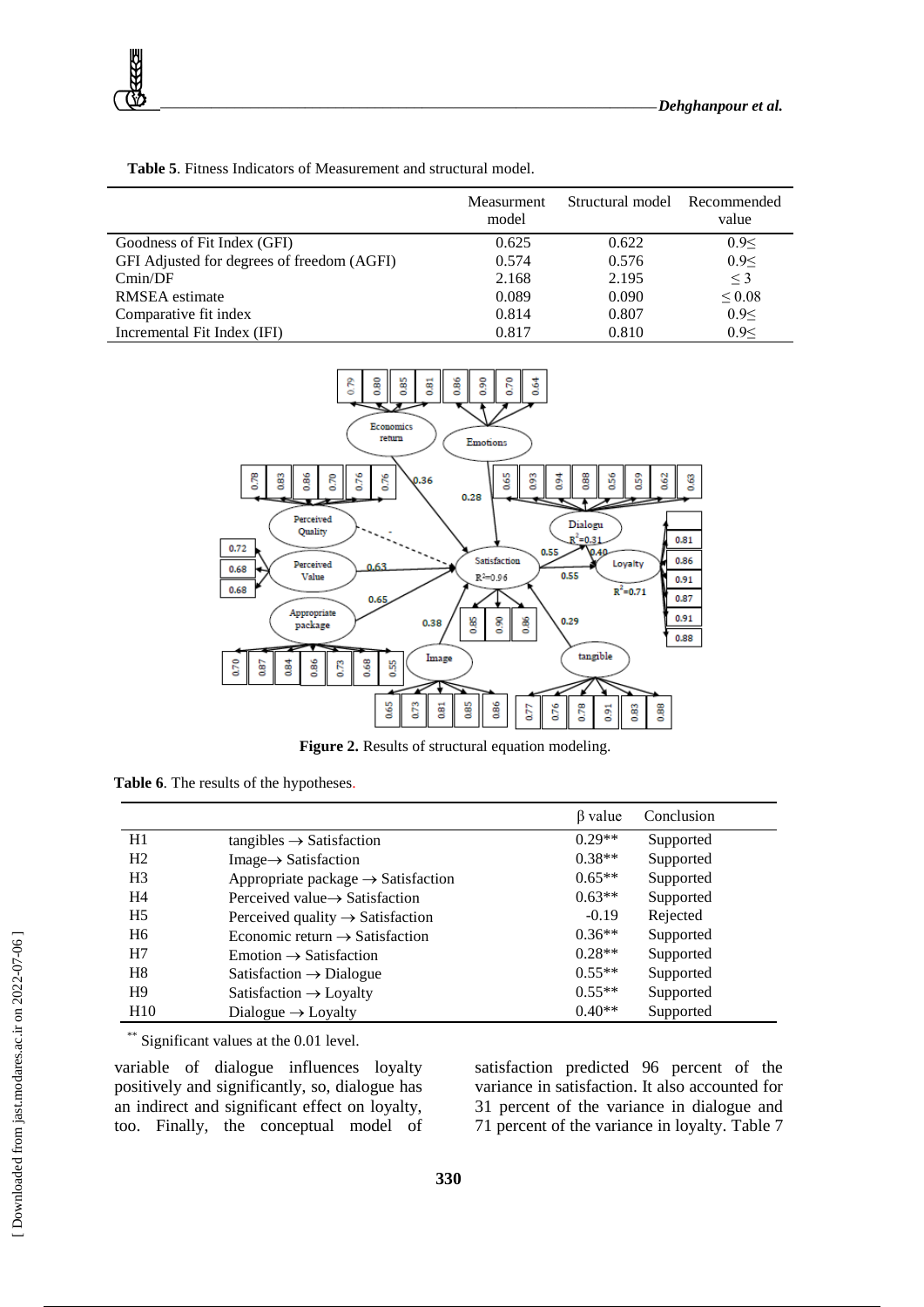**Table 5**. Fitness Indicators of Measurement and structural model.

| | Measurment model | Structural model | Recommended value |
|---|---|---|---|
| Goodness of Fit Index (GFI) | 0.625 | 0.622 | 0.9≤ |
| GFI Adjusted for degrees of freedom (AGFI) | 0.574 | 0.576 | 0.9≤ |
| Cmin/DF | 2.168 | 2.195 | ≤ 3 |
| RMSEA estimate | 0.089 | 0.090 | ≤ 0.08 |
| Comparative fit index | 0.814 | 0.807 | 0.9≤ |
| Incremental Fit Index (IFI) | 0.817 | 0.810 | 0.9≤ |

**Figure 2.** Results of structural equation modeling.

**Table 6**. The results of the hypotheses.

| | | β value | Conclusion |
|---|---|---|---|
| H1 | tangibles → Satisfaction | 0.29** | Supported |
| H2 | Image→ Satisfaction | 0.38** | Supported |
| H3 | Appropriate package → Satisfaction | 0.65** | Supported |
| H4 | Perceived value→ Satisfaction | 0.63** | Supported |
| H5 | Perceived quality → Satisfaction | -0.19 | Rejected |
| H6 | Economic return → Satisfaction | 0.36** | Supported |
| H7 | Emotion → Satisfaction | 0.28** | Supported |
| H8 | Satisfaction → Dialogue | 0.55** | Supported |
| H9 | Satisfaction → Loyalty | 0.55** | Supported |
| H10 | Dialogue → Loyalty | 0.40** | Supported |

** Significant values at the 0.01 level.

variable of dialogue influences loyalty positively and significantly, so, dialogue has an indirect and significant effect on loyalty, too. Finally, the conceptual model of satisfaction predicted 96 percent of the variance in satisfaction. It also accounted for 31 percent of the variance in dialogue and 71 percent of the variance in loyalty. Table 7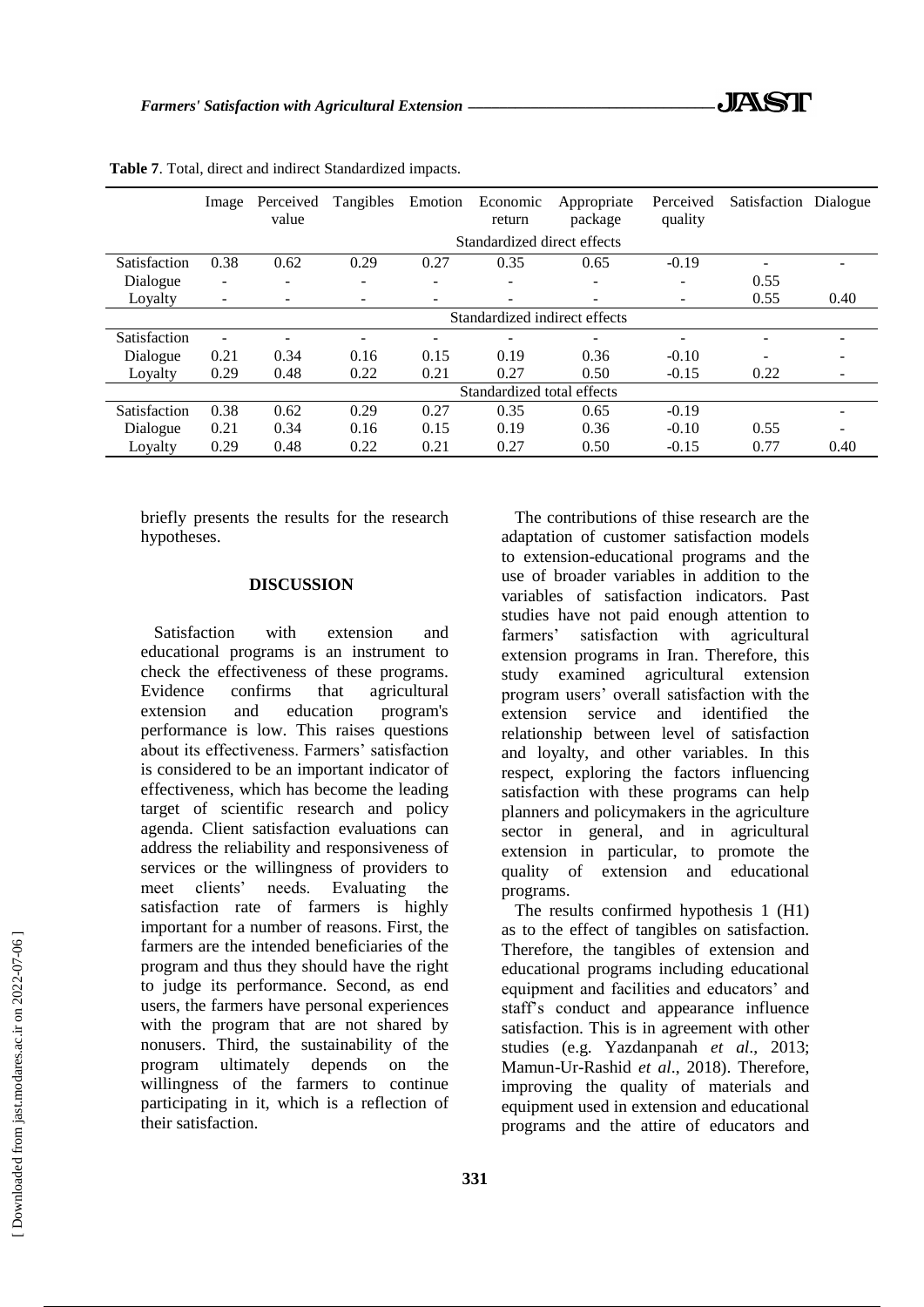**Table 7**. Total, direct and indirect Standardized impacts.

| | Image | Perceived value | Tangibles | Emotion | Economic return | Appropriate package | Perceived quality | Satisfaction | Dialogue |
|---|---|---|---|---|---|---|---|---|---|
| | Standardized direct effects | | | | | | | | |
| Satisfaction | 0.38 | 0.62 | 0.29 | 0.27 | 0.35 | 0.65 | -0.19 | - | - |
| Dialogue | - | - | - | - | - | - | - | 0.55 | |
| Loyalty | - | - | - | - | - | - | - | 0.55 | 0.40 |
| | Standardized indirect effects | | | | | | | | |
| Satisfaction | - | - | - | - | - | - | - | - | - |
| Dialogue | 0.21 | 0.34 | 0.16 | 0.15 | 0.19 | 0.36 | -0.10 | - | - |
| Loyalty | 0.29 | 0.48 | 0.22 | 0.21 | 0.27 | 0.50 | -0.15 | 0.22 | - |
| | Standardized total effects | | | | | | | | |
| Satisfaction | 0.38 | 0.62 | 0.29 | 0.27 | 0.35 | 0.65 | -0.19 | | - |
| Dialogue | 0.21 | 0.34 | 0.16 | 0.15 | 0.19 | 0.36 | -0.10 | 0.55 | - |
| Loyalty | 0.29 | 0.48 | 0.22 | 0.21 | 0.27 | 0.50 | -0.15 | 0.77 | 0.40 |

briefly presents the results for the research hypotheses.

## DISCUSSION

Satisfaction with extension and educational programs is an instrument to check the effectiveness of these programs. Evidence confirms that agricultural extension and education program's performance is low. This raises questions about its effectiveness. Farmers' satisfaction is considered to be an important indicator of effectiveness, which has become the leading target of scientific research and policy agenda. Client satisfaction evaluations can address the reliability and responsiveness of services or the willingness of providers to meet clients' needs. Evaluating the satisfaction rate of farmers is highly important for a number of reasons. First, the farmers are the intended beneficiaries of the program and thus they should have the right to judge its performance. Second, as end users, the farmers have personal experiences with the program that are not shared by nonusers. Third, the sustainability of the program ultimately depends on the willingness of the farmers to continue participating in it, which is a reflection of their satisfaction.

The contributions of thise research are the adaptation of customer satisfaction models to extension-educational programs and the use of broader variables in addition to the variables of satisfaction indicators. Past studies have not paid enough attention to farmers' satisfaction with agricultural extension programs in Iran. Therefore, this study examined agricultural extension program users' overall satisfaction with the extension service and identified the relationship between level of satisfaction and loyalty, and other variables. In this respect, exploring the factors influencing satisfaction with these programs can help planners and policymakers in the agriculture sector in general, and in agricultural extension in particular, to promote the quality of extension and educational programs.

The results confirmed hypothesis 1 (H1) as to the effect of tangibles on satisfaction. Therefore, the tangibles of extension and educational programs including educational equipment and facilities and educators' and staff's conduct and appearance influence satisfaction. This is in agreement with other studies (e.g. Yazdanpanah *et al*., 2013; Mamun-Ur-Rashid *et al*., 2018). Therefore, improving the quality of materials and equipment used in extension and educational programs and the attire of educators and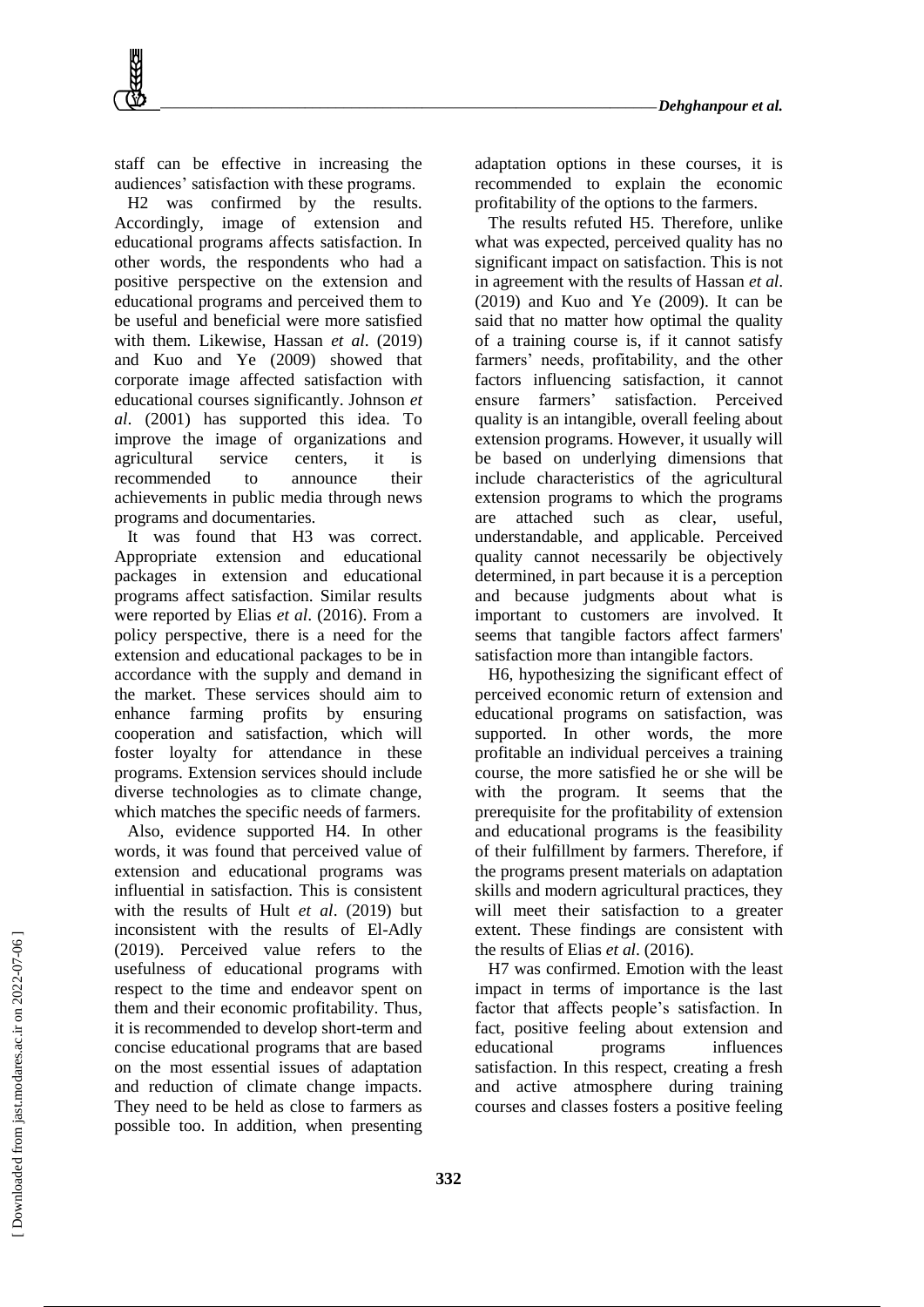staff can be effective in increasing the audiences' satisfaction with these programs.

H2 was confirmed by the results. Accordingly, image of extension and educational programs affects satisfaction. In other words, the respondents who had a positive perspective on the extension and educational programs and perceived them to be useful and beneficial were more satisfied with them. Likewise, Hassan *et al*. (2019) and Kuo and Ye (2009) showed that corporate image affected satisfaction with educational courses significantly. Johnson *et al*. (2001) has supported this idea. To improve the image of organizations and agricultural service centers, it is recommended to announce their achievements in public media through news programs and documentaries.

It was found that H3 was correct. Appropriate extension and educational packages in extension and educational programs affect satisfaction. Similar results were reported by Elias *et al*. (2016). From a policy perspective, there is a need for the extension and educational packages to be in accordance with the supply and demand in the market. These services should aim to enhance farming profits by ensuring cooperation and satisfaction, which will foster loyalty for attendance in these programs. Extension services should include diverse technologies as to climate change, which matches the specific needs of farmers.

Also, evidence supported H4. In other words, it was found that perceived value of extension and educational programs was influential in satisfaction. This is consistent with the results of Hult *et al*. (2019) but inconsistent with the results of El-Adly (2019). Perceived value refers to the usefulness of educational programs with respect to the time and endeavor spent on them and their economic profitability. Thus, it is recommended to develop short-term and concise educational programs that are based on the most essential issues of adaptation and reduction of climate change impacts. They need to be held as close to farmers as possible too. In addition, when presenting adaptation options in these courses, it is recommended to explain the economic profitability of the options to the farmers.

The results refuted H5. Therefore, unlike what was expected, perceived quality has no significant impact on satisfaction. This is not in agreement with the results of Hassan *et al*. (2019) and Kuo and Ye (2009). It can be said that no matter how optimal the quality of a training course is, if it cannot satisfy farmers' needs, profitability, and the other factors influencing satisfaction, it cannot ensure farmers' satisfaction. Perceived quality is an intangible, overall feeling about extension programs. However, it usually will be based on underlying dimensions that include characteristics of the agricultural extension programs to which the programs are attached such as clear, useful, understandable, and applicable. Perceived quality cannot necessarily be objectively determined, in part because it is a perception and because judgments about what is important to customers are involved. It seems that tangible factors affect farmers' satisfaction more than intangible factors.

H6, hypothesizing the significant effect of perceived economic return of extension and educational programs on satisfaction, was supported. In other words, the more profitable an individual perceives a training course, the more satisfied he or she will be with the program. It seems that the prerequisite for the profitability of extension and educational programs is the feasibility of their fulfillment by farmers. Therefore, if the programs present materials on adaptation skills and modern agricultural practices, they will meet their satisfaction to a greater extent. These findings are consistent with the results of Elias *et al*. (2016).

H7 was confirmed. Emotion with the least impact in terms of importance is the last factor that affects people's satisfaction. In fact, positive feeling about extension and educational programs influences satisfaction. In this respect, creating a fresh and active atmosphere during training courses and classes fosters a positive feeling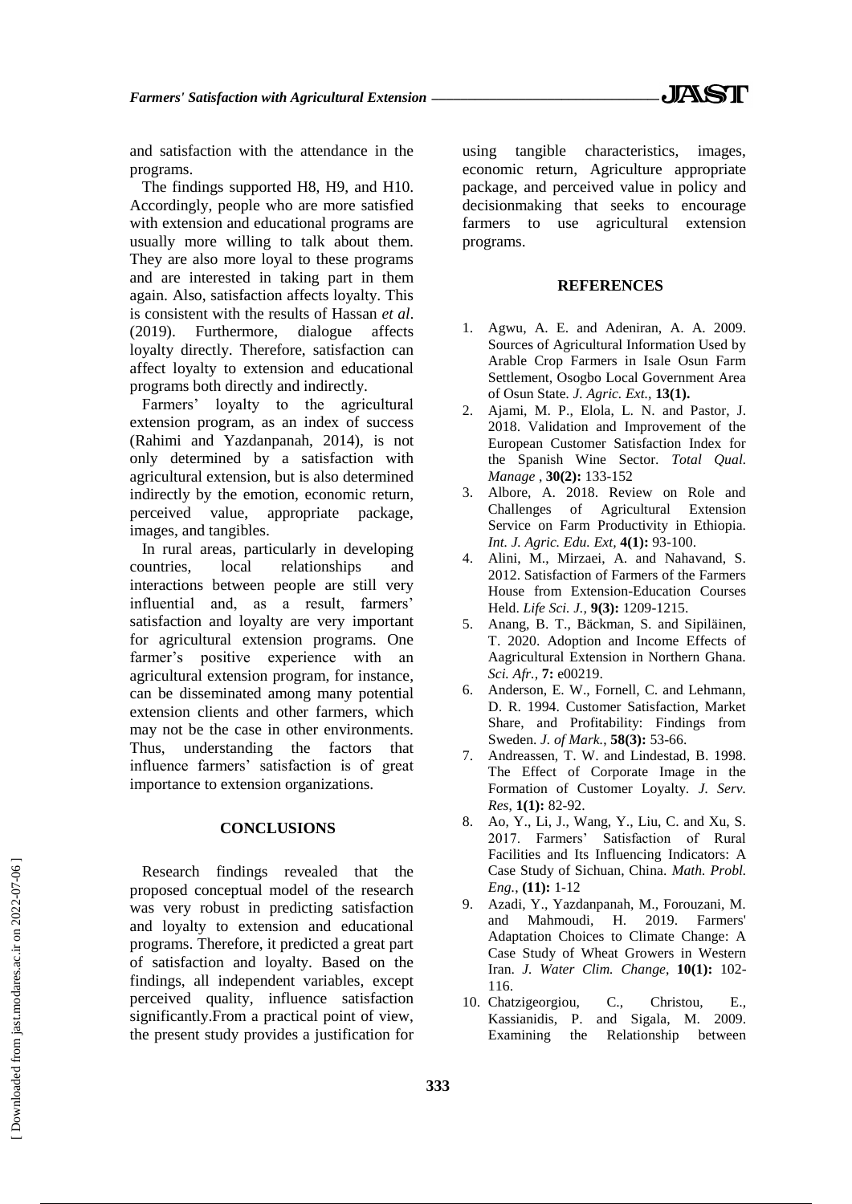and satisfaction with the attendance in the programs.

The findings supported H8, H9, and H10. Accordingly, people who are more satisfied with extension and educational programs are usually more willing to talk about them. They are also more loyal to these programs and are interested in taking part in them again. Also, satisfaction affects loyalty. This is consistent with the results of Hassan *et al*. (2019). Furthermore, dialogue affects loyalty directly. Therefore, satisfaction can affect loyalty to extension and educational programs both directly and indirectly.

Farmers' loyalty to the agricultural extension program, as an index of success (Rahimi and Yazdanpanah, 2014), is not only determined by a satisfaction with agricultural extension, but is also determined indirectly by the emotion, economic return, perceived value, appropriate package, images, and tangibles.

In rural areas, particularly in developing countries, local relationships and interactions between people are still very influential and, as a result, farmers' satisfaction and loyalty are very important for agricultural extension programs. One farmer's positive experience with an agricultural extension program, for instance, can be disseminated among many potential extension clients and other farmers, which may not be the case in other environments. Thus, understanding the factors that influence farmers' satisfaction is of great importance to extension organizations.

## CONCLUSIONS

Research findings revealed that the proposed conceptual model of the research was very robust in predicting satisfaction and loyalty to extension and educational programs. Therefore, it predicted a great part of satisfaction and loyalty. Based on the findings, all independent variables, except perceived quality, influence satisfaction significantly.From a practical point of view, the present study provides a justification for using tangible characteristics, images, economic return, Agriculture appropriate package, and perceived value in policy and decisionmaking that seeks to encourage farmers to use agricultural extension programs.

## REFERENCES

1. Agwu, A. E. and Adeniran, A. A. 2009. Sources of Agricultural Information Used by Arable Crop Farmers in Isale Osun Farm Settlement, Osogbo Local Government Area of Osun State. *J. Agric. Ext.,* **13(1).**
2. Ajami, M. P., Elola, L. N. and Pastor, J. 2018. Validation and Improvement of the European Customer Satisfaction Index for the Spanish Wine Sector. *Total Qual. Manage* , **30(2):** 133-152
3. Albore, A. 2018. Review on Role and Challenges of Agricultural Extension Service on Farm Productivity in Ethiopia. *Int. J. Agric. Edu. Ext,* **4(1):** 93-100.
4. Alini, M., Mirzaei, A. and Nahavand, S. 2012. Satisfaction of Farmers of the Farmers House from Extension-Education Courses Held. *Life Sci. J.,* **9(3):** 1209-1215.
5. Anang, B. T., Bäckman, S. and Sipiläinen, T. 2020. Adoption and Income Effects of Aagricultural Extension in Northern Ghana. *Sci. Afr.,* **7:** e00219.
6. Anderson, E. W., Fornell, C. and Lehmann, D. R. 1994. Customer Satisfaction, Market Share, and Profitability: Findings from Sweden. *J. of Mark.*, **58(3):** 53-66.
7. Andreassen, T. W. and Lindestad, B. 1998. The Effect of Corporate Image in the Formation of Customer Loyalty. *J. Serv. Res*, **1(1):** 82-92.
8. Ao, Y., Li, J., Wang, Y., Liu, C. and Xu, S. 2017. Farmers' Satisfaction of Rural Facilities and Its Influencing Indicators: A Case Study of Sichuan, China. *Math. Probl. Eng.,* **(11):** 1-12
9. Azadi, Y., Yazdanpanah, M., Forouzani, M. and Mahmoudi, H. 2019. Farmers' Adaptation Choices to Climate Change: A Case Study of Wheat Growers in Western Iran. *J. Water Clim. Change*, **10(1):** 102-116.
10. Chatzigeorgiou, C., Christou, E., Kassianidis, P. and Sigala, M. 2009. Examining the Relationship between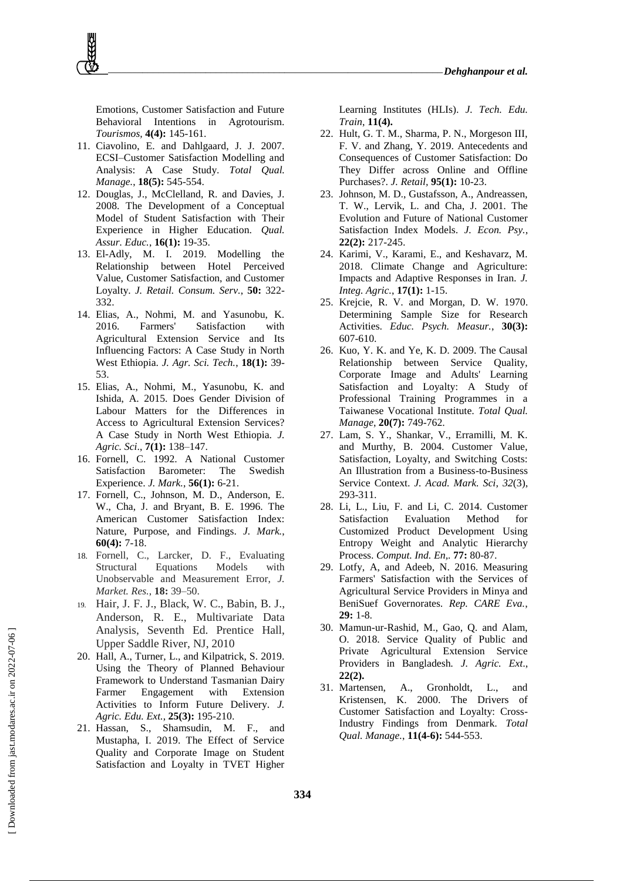Emotions, Customer Satisfaction and Future Behavioral Intentions in Agrotourism. *Tourismos*, **4(4):** 145-161.

11. Ciavolino, E. and Dahlgaard, J. J. 2007. ECSI–Customer Satisfaction Modelling and Analysis: A Case Study. *Total Qual. Manage.*, **18(5):** 545-554.
12. Douglas, J., McClelland, R. and Davies, J. 2008. The Development of a Conceptual Model of Student Satisfaction with Their Experience in Higher Education. *Qual. Assur. Educ.*, **16(1):** 19-35.
13. El-Adly, M. I. 2019. Modelling the Relationship between Hotel Perceived Value, Customer Satisfaction, and Customer Loyalty. *J. Retail. Consum. Serv.*, **50:** 322-332.
14. Elias, A., Nohmi, M. and Yasunobu, K. 2016. Farmers' Satisfaction with Agricultural Extension Service and Its Influencing Factors: A Case Study in North West Ethiopia. *J. Agr. Sci. Tech.*, **18(1):** 39-53.
15. Elias, A., Nohmi, M., Yasunobu, K. and Ishida, A. 2015. Does Gender Division of Labour Matters for the Differences in Access to Agricultural Extension Services? A Case Study in North West Ethiopia. *J. Agric. Sci.*, **7(1):** 138–147.
16. Fornell, C. 1992. A National Customer Satisfaction Barometer: The Swedish Experience. *J. Mark.*, **56(1):** 6-21.
17. Fornell, C., Johnson, M. D., Anderson, E. W., Cha, J. and Bryant, B. E. 1996. The American Customer Satisfaction Index: Nature, Purpose, and Findings. *J. Mark.*, **60(4):** 7-18.
18. Fornell, C., Larcker, D. F., Evaluating Structural Equations Models with Unobservable and Measurement Error, *J. Market. Res.*, **18:** 39–50.
19. Hair, J. F. J., Black, W. C., Babin, B. J., Anderson, R. E., Multivariate Data Analysis, Seventh Ed. Prentice Hall, Upper Saddle River, NJ, 2010
20. Hall, A., Turner, L., and Kilpatrick, S. 2019. Using the Theory of Planned Behaviour Framework to Understand Tasmanian Dairy Farmer Engagement with Extension Activities to Inform Future Delivery. *J. Agric. Edu. Ext.*, **25(3):** 195-210.
21. Hassan, S., Shamsudin, M. F., and Mustapha, I. 2019. The Effect of Service Quality and Corporate Image on Student Satisfaction and Loyalty in TVET Higher Learning Institutes (HLIs). *J. Tech. Edu. Train*, **11(4).**
22. Hult, G. T. M., Sharma, P. N., Morgeson III, F. V. and Zhang, Y. 2019. Antecedents and Consequences of Customer Satisfaction: Do They Differ across Online and Offline Purchases?. *J. Retail*, **95(1):** 10-23.
23. Johnson, M. D., Gustafsson, A., Andreassen, T. W., Lervik, L. and Cha, J. 2001. The Evolution and Future of National Customer Satisfaction Index Models. *J. Econ. Psy.*, **22(2):** 217-245.
24. Karimi, V., Karami, E., and Keshavarz, M. 2018. Climate Change and Agriculture: Impacts and Adaptive Responses in Iran. *J. Integ. Agric.*, **17(1):** 1-15.
25. Krejcie, R. V. and Morgan, D. W. 1970. Determining Sample Size for Research Activities. *Educ. Psych. Measur.*, **30(3):** 607-610.
26. Kuo, Y. K. and Ye, K. D. 2009. The Causal Relationship between Service Quality, Corporate Image and Adults' Learning Satisfaction and Loyalty: A Study of Professional Training Programmes in a Taiwanese Vocational Institute. *Total Qual. Manage*, **20(7):** 749-762.
27. Lam, S. Y., Shankar, V., Erramilli, M. K. and Murthy, B. 2004. Customer Value, Satisfaction, Loyalty, and Switching Costs: An Illustration from a Business-to-Business Service Context. *J. Acad. Mark. Sci*, *32*(3), 293-311.
28. Li, L., Liu, F. and Li, C. 2014. Customer Satisfaction Evaluation Method for Customized Product Development Using Entropy Weight and Analytic Hierarchy Process. *Comput. Ind. En,*. **77:** 80-87.
29. Lotfy, A, and Adeeb, N. 2016. Measuring Farmers' Satisfaction with the Services of Agricultural Service Providers in Minya and BeniSuef Governorates. *Rep. CARE Eva.*, **29:** 1-8.
30. Mamun-ur-Rashid, M., Gao, Q. and Alam, O. 2018. Service Quality of Public and Private Agricultural Extension Service Providers in Bangladesh. *J. Agric. Ext*., **22(2).**
31. Martensen, A., Gronholdt, L., and Kristensen, K. 2000. The Drivers of Customer Satisfaction and Loyalty: Cross-Industry Findings from Denmark. *Total Qual. Manage.*, **11(4-6):** 544-553.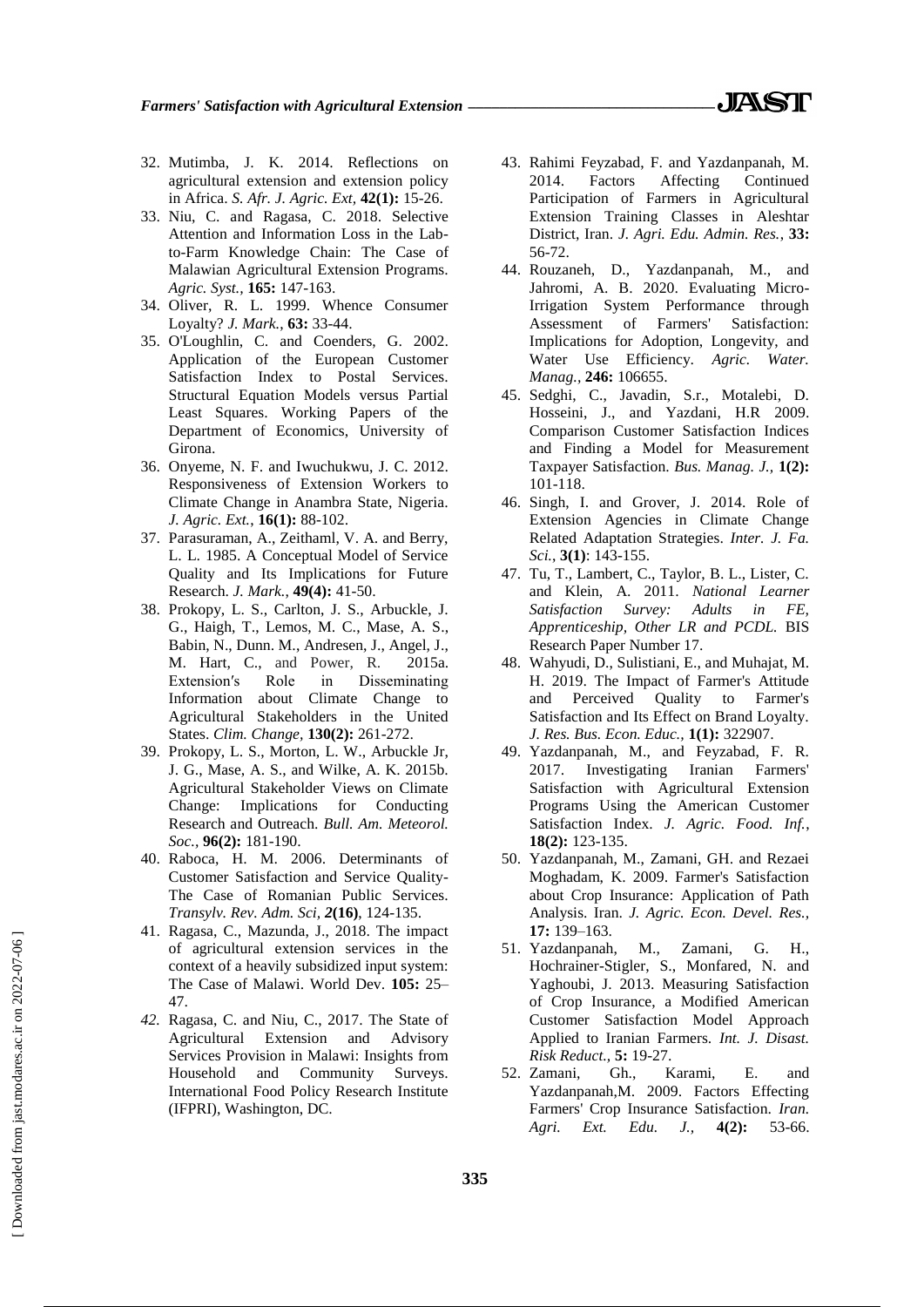32. Mutimba, J. K. 2014. Reflections on agricultural extension and extension policy in Africa. *S. Afr. J. Agric. Ext*, **42(1):** 15-26.
33. Niu, C. and Ragasa, C. 2018. Selective Attention and Information Loss in the Lab-to-Farm Knowledge Chain: The Case of Malawian Agricultural Extension Programs. *Agric. Syst.*, **165:** 147-163.
34. Oliver, R. L. 1999. Whence Consumer Loyalty? *J. Mark.*, **63:** 33-44.
35. O'Loughlin, C. and Coenders, G. 2002. Application of the European Customer Satisfaction Index to Postal Services. Structural Equation Models versus Partial Least Squares. Working Papers of the Department of Economics, University of Girona.
36. Onyeme, N. F. and Iwuchukwu, J. C. 2012. Responsiveness of Extension Workers to Climate Change in Anambra State, Nigeria. *J. Agric. Ext.*, **16(1):** 88-102.
37. Parasuraman, A., Zeithaml, V. A. and Berry, L. L. 1985. A Conceptual Model of Service Quality and Its Implications for Future Research. *J. Mark.*, **49(4):** 41-50.
38. Prokopy, L. S., Carlton, J. S., Arbuckle, J. G., Haigh, T., Lemos, M. C., Mase, A. S., Babin, N., Dunn. M., Andresen, J., Angel, J., M. Hart, C., and Power, R. 2015a. Extension′s Role in Disseminating Information about Climate Change to Agricultural Stakeholders in the United States. *Clim. Change*, **130(2):** 261-272.
39. Prokopy, L. S., Morton, L. W., Arbuckle Jr, J. G., Mase, A. S., and Wilke, A. K. 2015b. Agricultural Stakeholder Views on Climate Change: Implications for Conducting Research and Outreach. *Bull. Am. Meteorol. Soc.*, **96(2):** 181-190.
40. Raboca, H. M. 2006. Determinants of Customer Satisfaction and Service Quality-The Case of Romanian Public Services. *Transylv. Rev. Adm. Sci*, ***2*(16)**, 124-135.
41. Ragasa, C., Mazunda, J., 2018. The impact of agricultural extension services in the context of a heavily subsidized input system: The Case of Malawi. World Dev. **105:** 25–47.
42. Ragasa, C. and Niu, C., 2017. The State of Agricultural Extension and Advisory Services Provision in Malawi: Insights from Household and Community Surveys. International Food Policy Research Institute (IFPRI), Washington, DC.
43. Rahimi Feyzabad, F. and Yazdanpanah, M. 2014. Factors Affecting Continued Participation of Farmers in Agricultural Extension Training Classes in Aleshtar District, Iran. *J. Agri. Edu. Admin. Res.*, **33:** 56-72.
44. Rouzaneh, D., Yazdanpanah, M., and Jahromi, A. B. 2020. Evaluating Micro-Irrigation System Performance through Assessment of Farmers' Satisfaction: Implications for Adoption, Longevity, and Water Use Efficiency. *Agric. Water. Manag.*, **246:** 106655.
45. Sedghi, C., Javadin, S.r., Motalebi, D. Hosseini, J., and Yazdani, H.R 2009. Comparison Customer Satisfaction Indices and Finding a Model for Measurement Taxpayer Satisfaction. *Bus. Manag. J.*, **1(2):** 101-118.
46. Singh, I. and Grover, J. 2014. Role of Extension Agencies in Climate Change Related Adaptation Strategies. *Inter. J. Fa. Sci.*, **3(1)**: 143-155.
47. Tu, T., Lambert, C., Taylor, B. L., Lister, C. and Klein, A. 2011. *National Learner Satisfaction Survey: Adults in FE, Apprenticeship, Other LR and PCDL.* BIS Research Paper Number 17.
48. Wahyudi, D., Sulistiani, E., and Muhajat, M. H. 2019. The Impact of Farmer's Attitude and Perceived Quality to Farmer's Satisfaction and Its Effect on Brand Loyalty. *J. Res. Bus. Econ. Educ.*, **1(1):** 322907.
49. Yazdanpanah, M., and Feyzabad, F. R. 2017. Investigating Iranian Farmers' Satisfaction with Agricultural Extension Programs Using the American Customer Satisfaction Index. *J. Agric. Food. Inf.*, **18(2):** 123-135.
50. Yazdanpanah, M., Zamani, GH. and Rezaei Moghadam, K. 2009. Farmer's Satisfaction about Crop Insurance: Application of Path Analysis. Iran. *J. Agric. Econ. Devel. Res.*, **17:** 139–163.
51. Yazdanpanah, M., Zamani, G. H., Hochrainer-Stigler, S., Monfared, N. and Yaghoubi, J. 2013. Measuring Satisfaction of Crop Insurance, a Modified American Customer Satisfaction Model Approach Applied to Iranian Farmers. *Int. J. Disast. Risk Reduct.*, **5:** 19-27.
52. Zamani, Gh., Karami, E. and Yazdanpanah,M. 2009. Factors Effecting Farmers' Crop Insurance Satisfaction. *Iran. Agri. Ext. Edu. J.*, **4(2):** 53-66.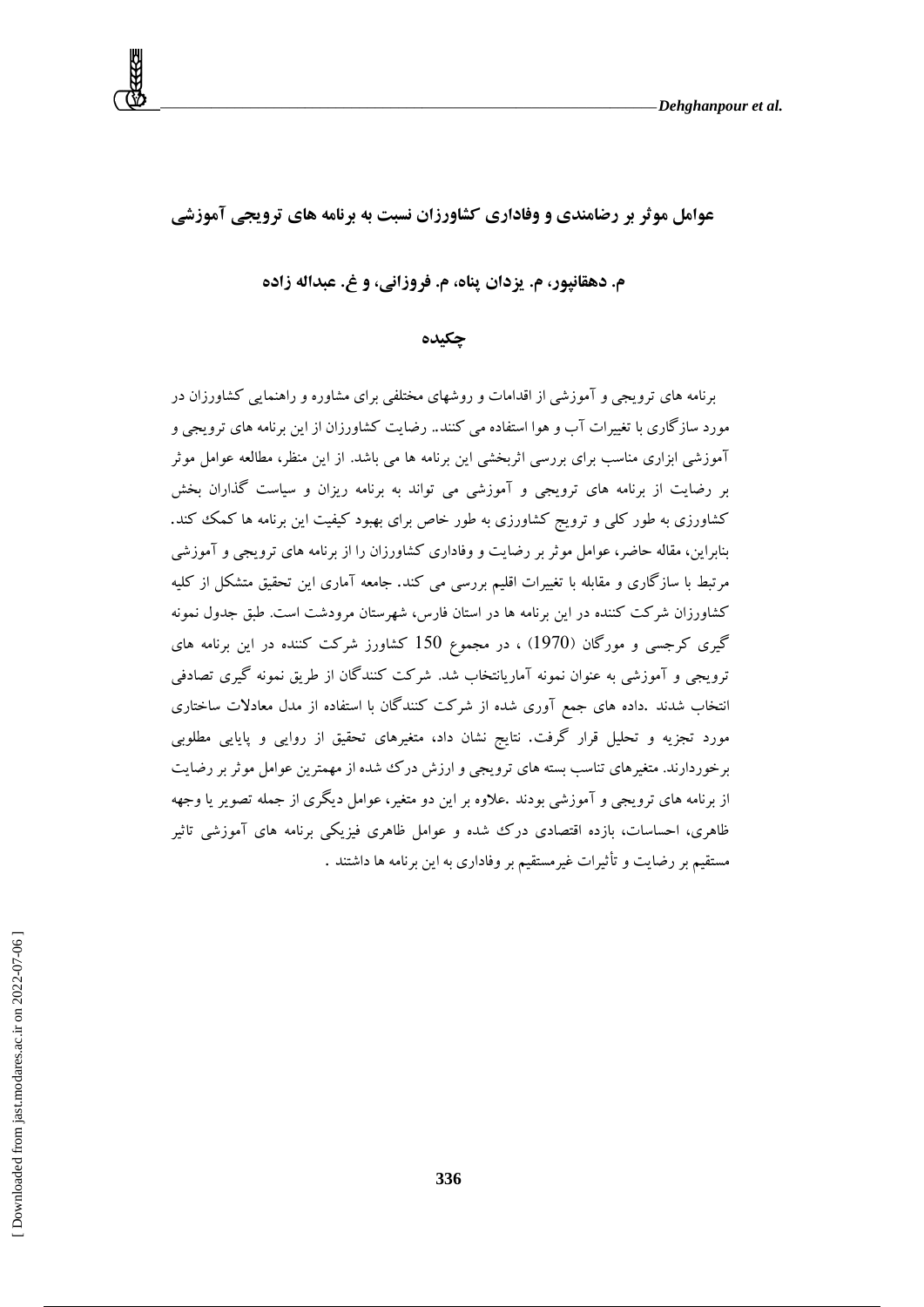# عوامل موثر بر رضامندی و وفاداری کشاورزان نسبت به برنامه های ترویجی آموزشی

**م. دهقانپور، م. یزدان پناه، م. فروزانی، و غ. عبداله زاده**

## چکیده

برنامه های ترویجی و آموزشی از اقدامات و روشهای مختلفی برای مشاوره و راهنمایی کشاورزان در مورد سازگاری با تغییرات آب و هوا استفاده می کنند.. رضایت کشاورزان از این برنامه های ترویجی و آموزشی ابزاری مناسب برای بررسی اثربخشی این برنامه ها می باشد. از این منظر، مطالعه عوامل موثر بر رضایت از برنامه های ترویجی و آموزشی می تواند به برنامه ریزان و سیاست گذاران بخش کشاورزی به طور کلی و ترویج کشاورزی به طور خاص برای بهبود کیفیت این برنامه ها کمک کند. بنابراین، مقاله حاضر، عوامل موثر بر رضایت و وفاداری کشاورزان را از برنامه های ترویجی و آموزشی مرتبط با سازگاری و مقابله با تغییرات اقلیم بررسی می کند. جامعه آماری این تحقیق متشکل از کلیه کشاورزان شرکت کننده در این برنامه ها در استان فارس، شهرستان مرودشت است. طبق جدول نمونه گیری کرجسی و مورگان (1970) ، در مجموع 150 کشاورز شرکت کننده در این برنامه های ترویجی و آموزشی به عنوان نمونه آماریانتخاب شد. شرکت کنندگان از طریق نمونه گیری تصادفی انتخاب شدند .داده های جمع آوری شده از شرکت کنندگان با استفاده از مدل معادلات ساختاری مورد تجزیه و تحلیل قرار گرفت. نتایج نشان داد، متغیرهای تحقیق از روایی و پایایی مطلوبی برخوردارند. متغیرهای تناسب بسته های ترویجی و ارزش درک شده از مهمترین عوامل موثر بر رضایت از برنامه های ترویجی و آموزشی بودند .علاوه بر این دو متغیر، عوامل دیگری از جمله تصویر یا وجهه ظاهری، احساسات، بازده اقتصادی درک شده و عوامل ظاهری فیزیکی برنامه های آموزشی تاثیر مستقیم بر رضایت و تأثیرات غیرمستقیم بر وفاداری به این برنامه ها داشتند .